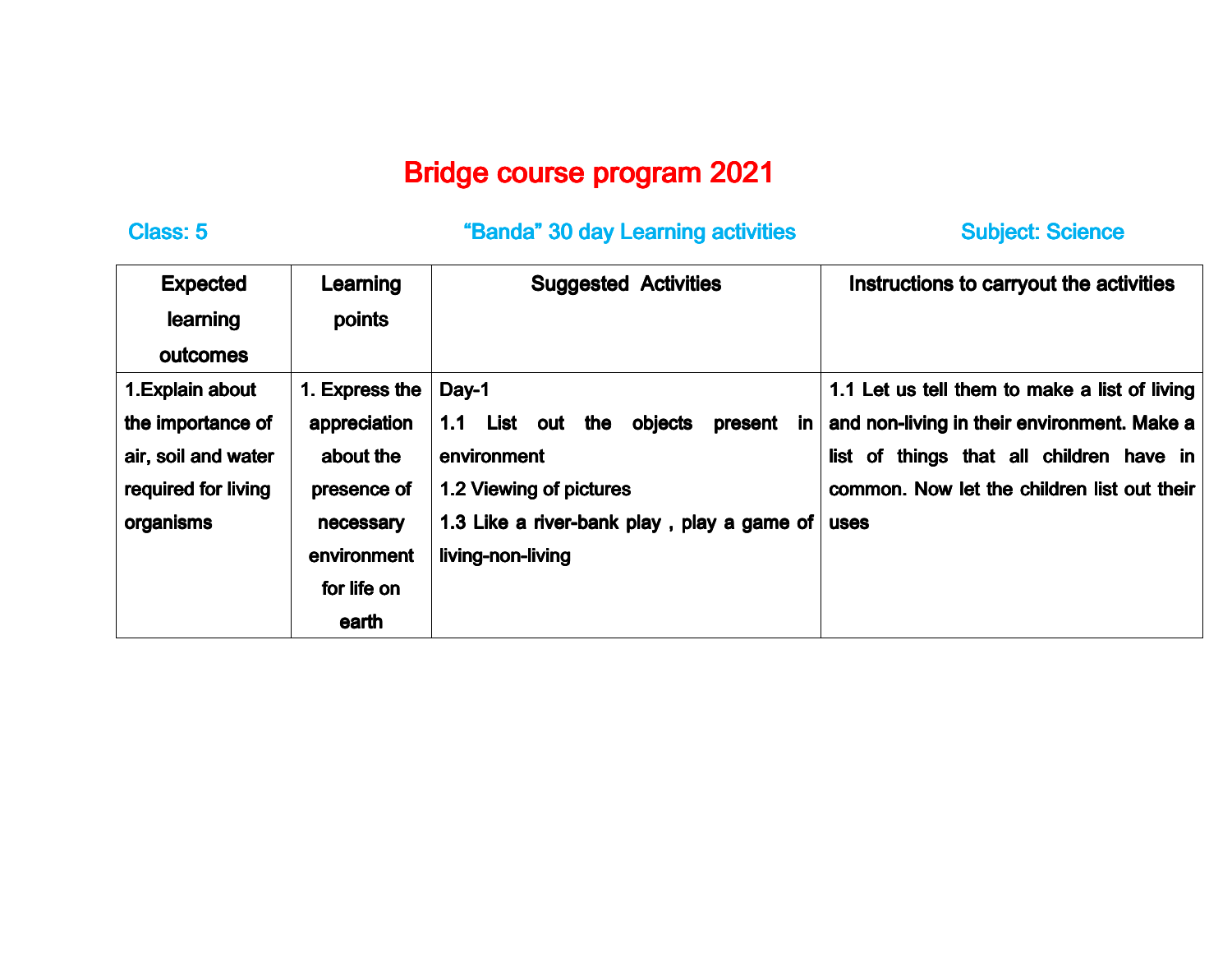# Bridge course program 2021

**Class: 5** | **"Banda" 30 day Learning activities** | **Subject: Science**

| Expected learning outcomes | Learning points | Suggested Activities | Instructions to carryout the activities |
|---|---|---|---|
| 1.Explain about the importance of air, soil and water required for living organisms | 1. Express the appreciation about the presence of necessary environment for life on earth | Day-1<br>1.1 List out the objects present in environment<br>1.2 Viewing of pictures<br>1.3 Like a river-bank play , play a game of living-non-living | 1.1 Let us tell them to make a list of living and non-living in their environment. Make a list of things that all children have in common. Now let the children list out their uses |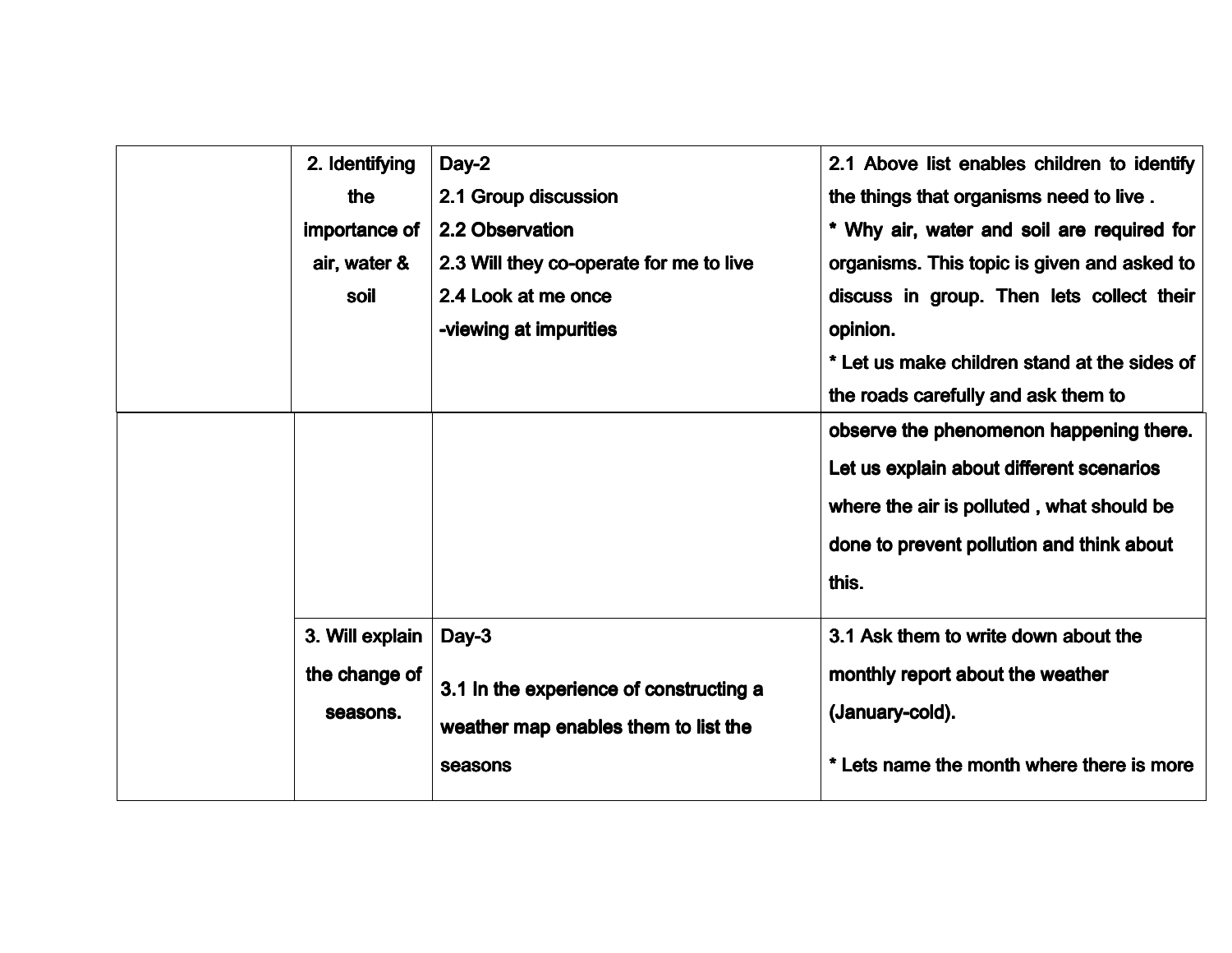| | | | |
|---|---|---|---|
| | 2. Identifying the importance of air, water & soil | Day-2<br>2.1 Group discussion<br>2.2 Observation<br>2.3 Will they co-operate for me to live<br>2.4 Look at me once<br>-viewing at impurities | 2.1 Above list enables children to identify the things that organisms need to live .<br>* Why air, water and soil are required for organisms. This topic is given and asked to discuss in group. Then lets collect their opinion.<br>* Let us make children stand at the sides of the roads carefully and ask them to observe the phenomenon happening there. Let us explain about different scenarios where the air is polluted , what should be done to prevent pollution and think about this. |
| | 3. Will explain the change of seasons. | Day-3<br>3.1 In the experience of constructing a weather map enables them to list the seasons | 3.1 Ask them to write down about the monthly report about the weather (January-cold).<br>* Lets name the month where there is more |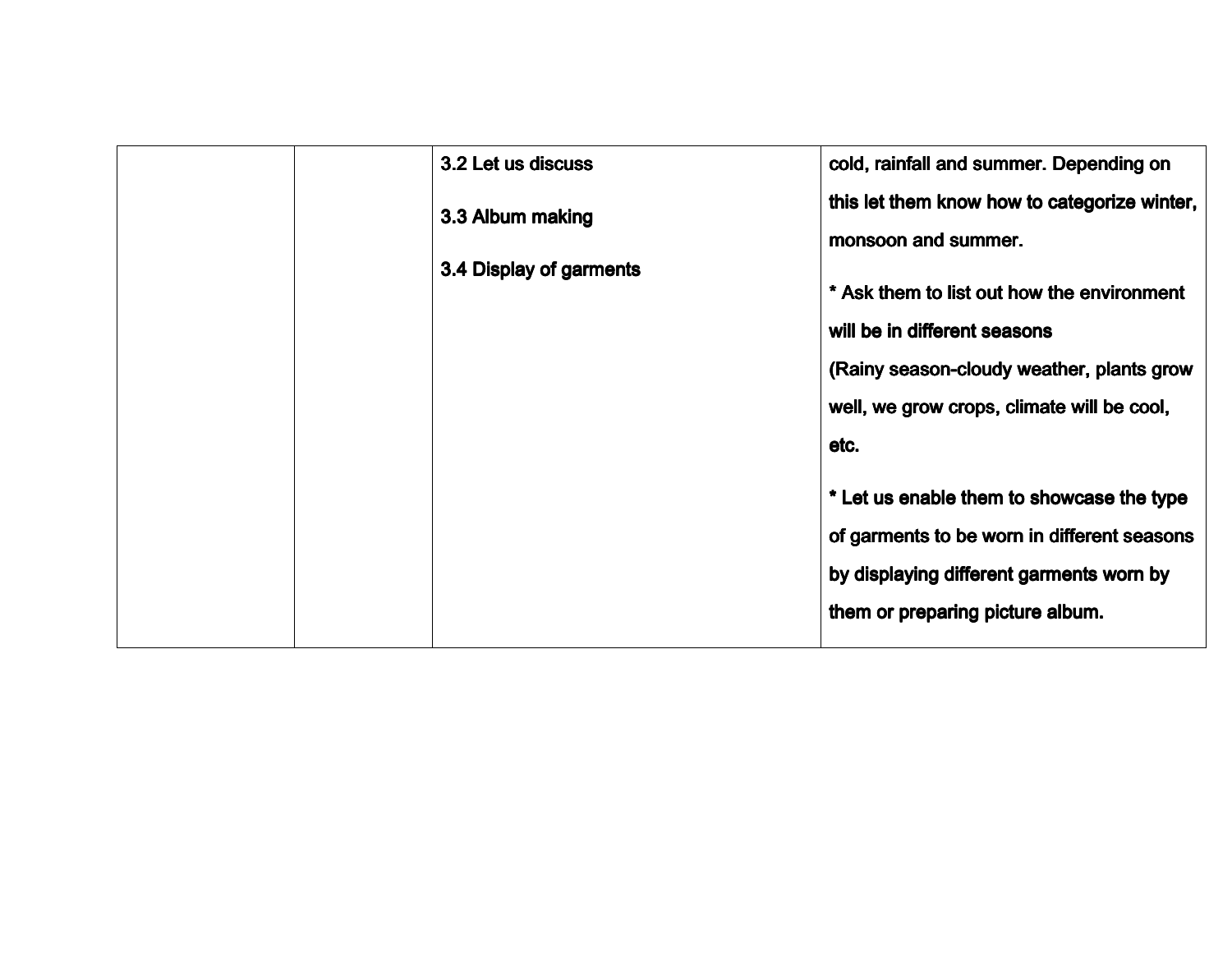|  |  |  |  |
|---|---|---|---|
|  |  | **3.2 Let us discuss**<br><br>**3.3 Album making**<br><br>**3.4 Display of garments** | **cold, rainfall and summer. Depending on this let them know how to categorize winter, monsoon and summer.**<br><br>**\* Ask them to list out how the environment will be in different seasons**<br>**(Rainy season-cloudy weather, plants grow well, we grow crops, climate will be cool, etc.**<br><br>**\* Let us enable them to showcase the type of garments to be worn in different seasons by displaying different garments worn by them or preparing picture album.** |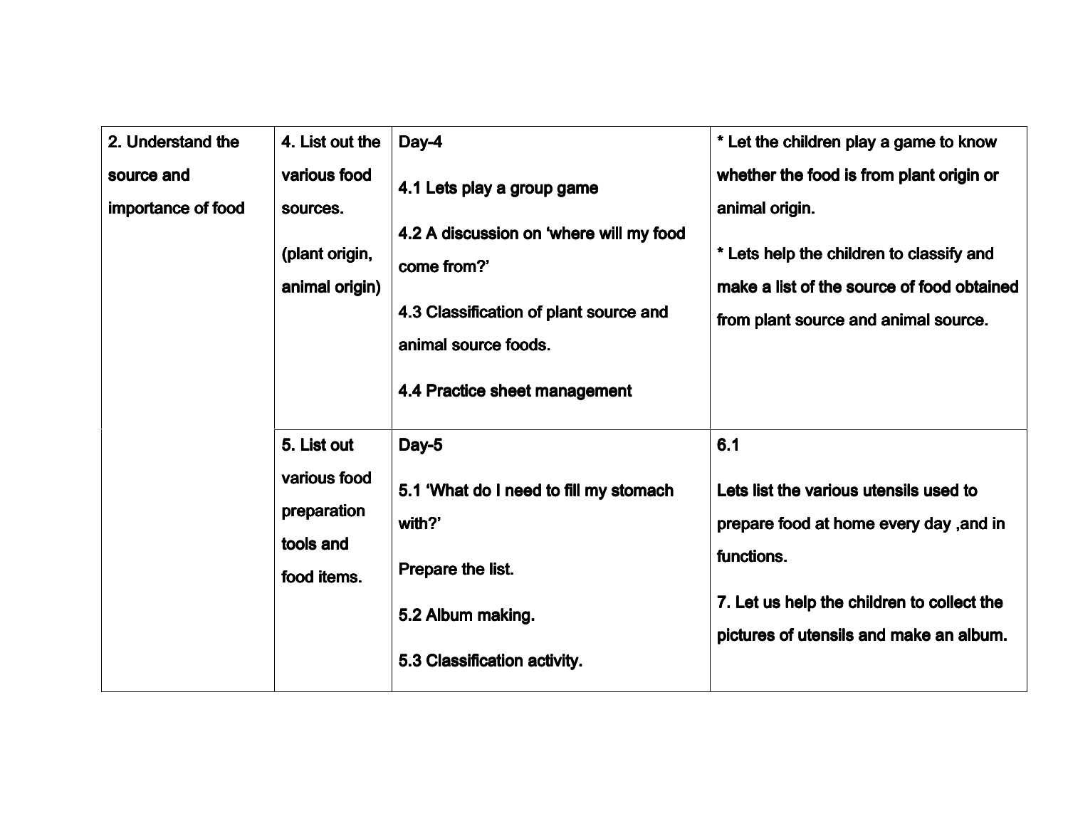| | | | |
|---|---|---|---|
| **2. Understand the source and importance of food** | **4. List out the various food sources.**<br><br>**(plant origin, animal origin)** | **Day-4**<br><br>**4.1 Lets play a group game**<br><br>**4.2 A discussion on 'where will my food come from?'**<br><br>**4.3 Classification of plant source and animal source foods.**<br><br>**4.4 Practice sheet management** | **\* Let the children play a game to know whether the food is from plant origin or animal origin.**<br><br>**\* Lets help the children to classify and make a list of the source of food obtained from plant source and animal source.** |
| | **5. List out various food preparation tools and food items.** | **Day-5**<br><br>**5.1 'What do I need to fill my stomach with?'**<br><br>**Prepare the list.**<br><br>**5.2 Album making.**<br><br>**5.3 Classification activity.** | **6.1**<br><br>**Lets list the various utensils used to prepare food at home every day ,and in functions.**<br><br>**7. Let us help the children to collect the pictures of utensils and make an album.** |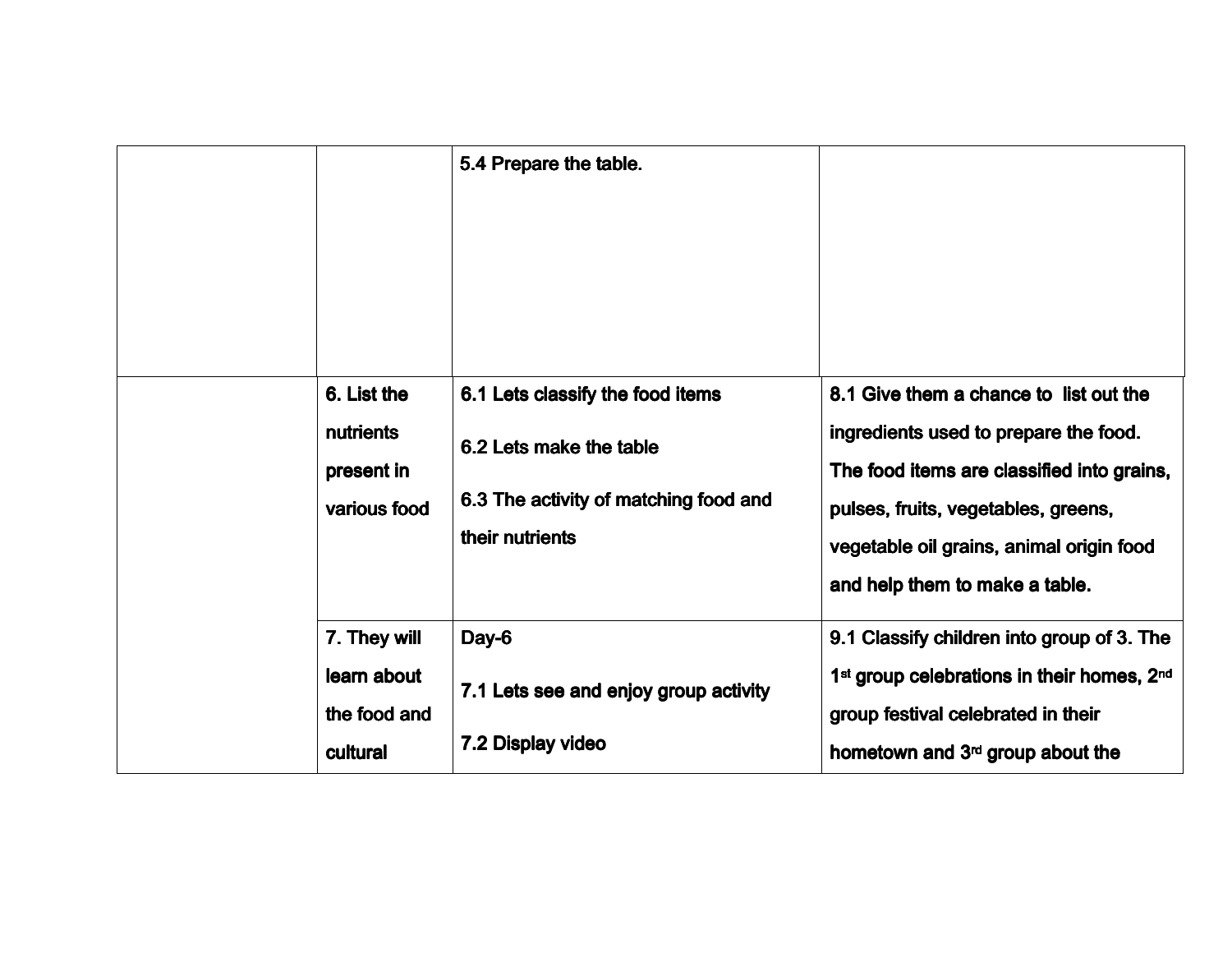| | | | |
|---|---|---|---|
| | | 5.4 Prepare the table. | |
| | 6. List the nutrients present in various food | 6.1 Lets classify the food items<br><br>6.2 Lets make the table<br><br>6.3 The activity of matching food and their nutrients | 8.1 Give them a chance to list out the ingredients used to prepare the food. The food items are classified into grains, pulses, fruits, vegetables, greens, vegetable oil grains, animal origin food and help them to make a table. |
| | 7. They will learn about the food and cultural | Day-6<br><br>7.1 Lets see and enjoy group activity<br><br>7.2 Display video | 9.1 Classify children into group of 3. The 1st group celebrations in their homes, 2nd group festival celebrated in their hometown and 3rd group about the |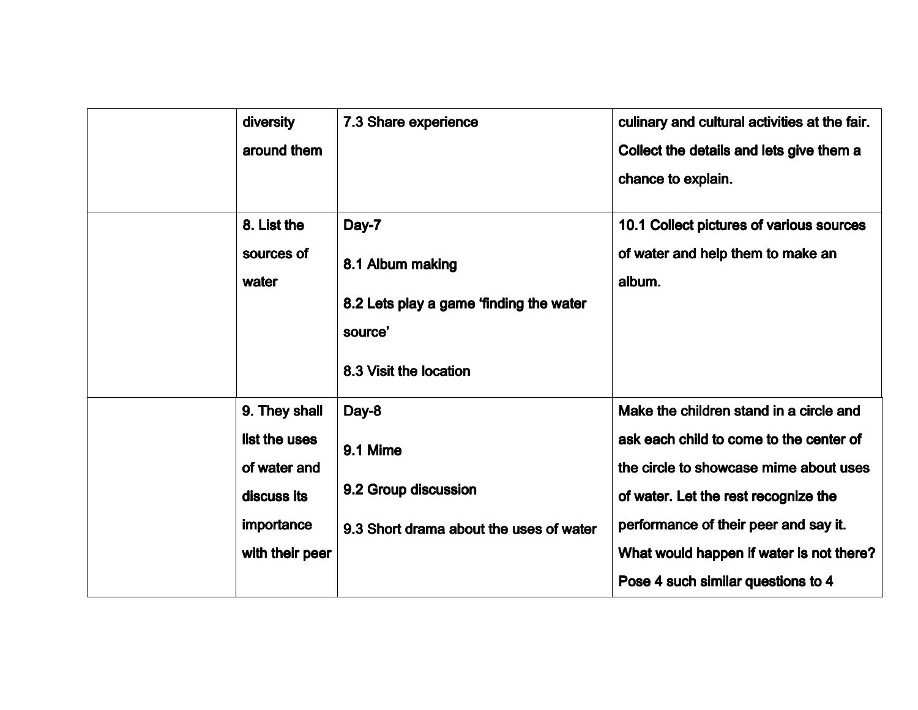| | | | |
|---|---|---|---|
| | diversity around them | 7.3 Share experience | culinary and cultural activities at the fair. Collect the details and lets give them a chance to explain. |
| | 8. List the sources of water | Day-7<br><br>8.1 Album making<br><br>8.2 Lets play a game 'finding the water source'<br><br>8.3 Visit the location | 10.1 Collect pictures of various sources of water and help them to make an album. |
| | 9. They shall list the uses of water and discuss its importance with their peer | Day-8<br><br>9.1 Mime<br><br>9.2 Group discussion<br><br>9.3 Short drama about the uses of water | Make the children stand in a circle and ask each child to come to the center of the circle to showcase mime about uses of water. Let the rest recognize the performance of their peer and say it. What would happen if water is not there? Pose 4 such similar questions to 4 |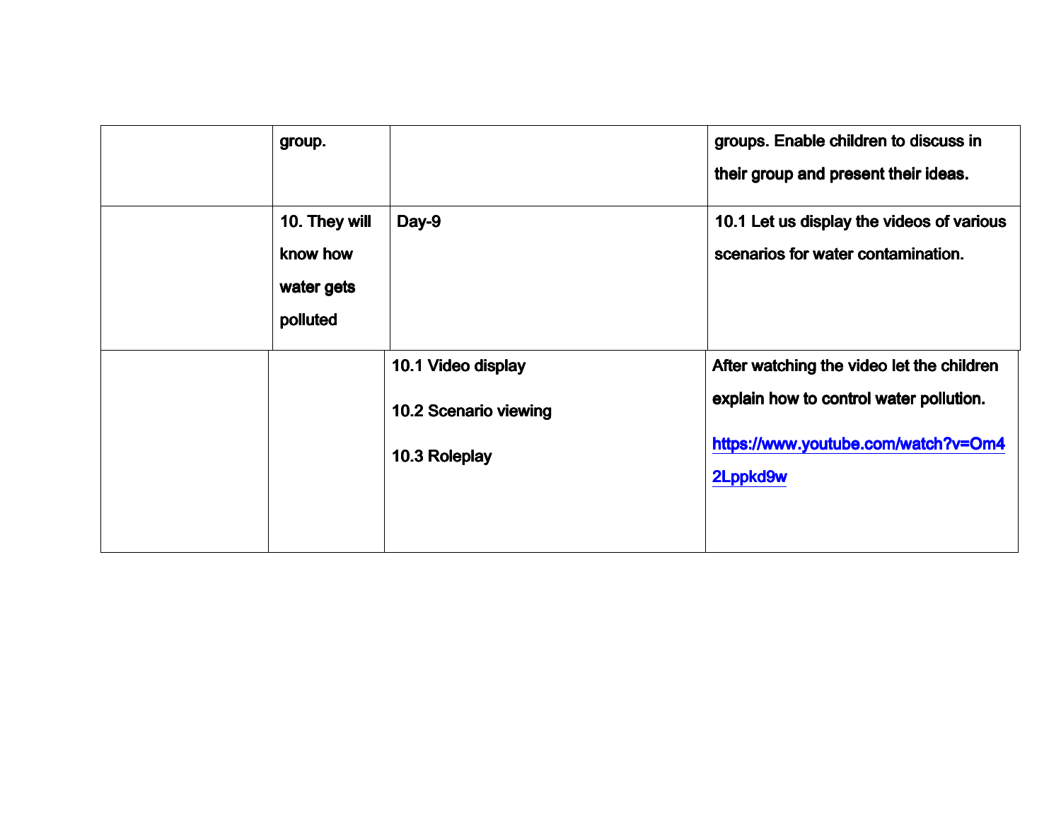| | | | |
|---|---|---|---|
| | group. | | groups. Enable children to discuss in their group and present their ideas. |
| | 10. They will know how water gets polluted | Day-9 | 10.1 Let us display the videos of various scenarios for water contamination. |
| | | 10.1 Video display<br><br>10.2 Scenario viewing<br><br>10.3 Roleplay | After watching the video let the children explain how to control water pollution.<br><br>https://www.youtube.com/watch?v=Om42Lppkd9w |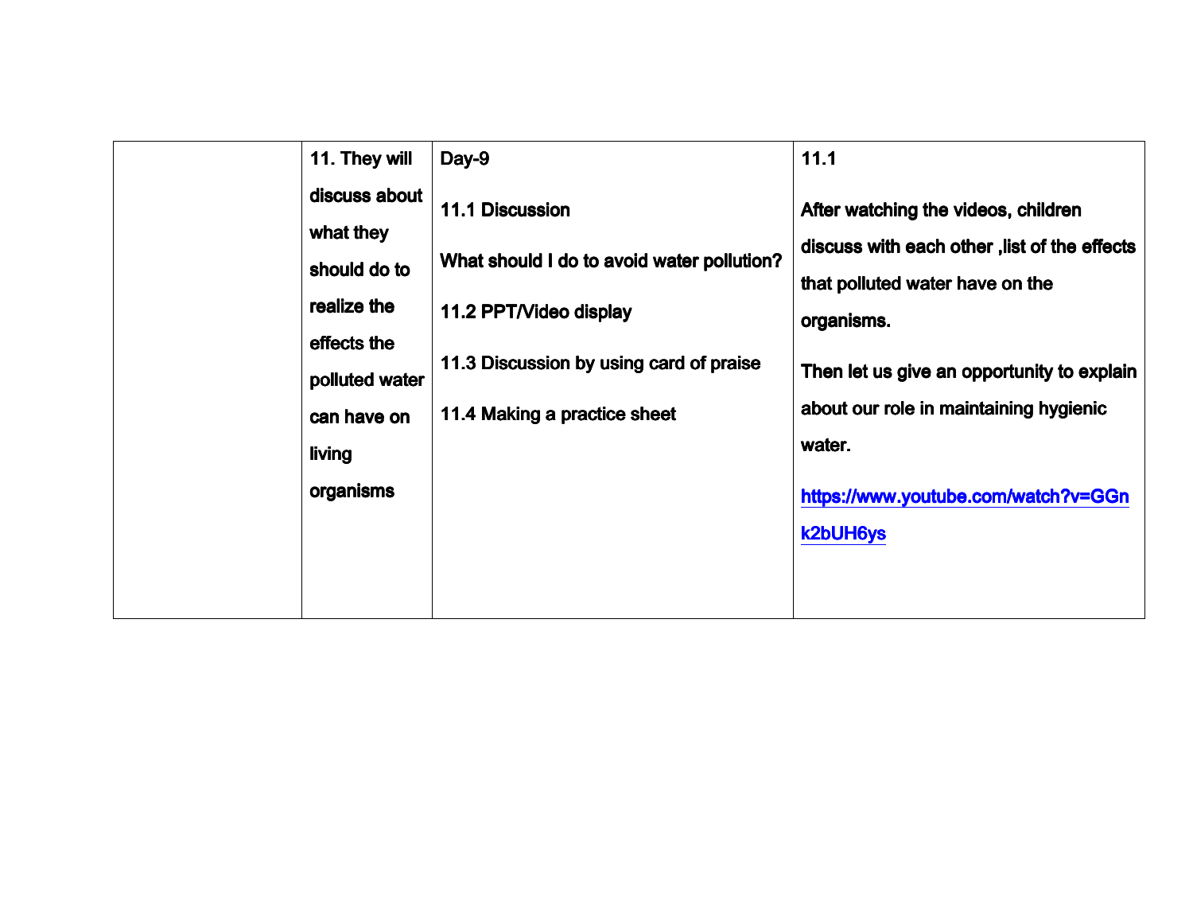|  |  |  |  |
|---|---|---|---|
|  | **11. They will discuss about what they should do to realize the effects the polluted water can have on living organisms** | **Day-9**<br><br>**11.1 Discussion**<br><br>**What should I do to avoid water pollution?**<br><br>**11.2 PPT/Video display**<br><br>**11.3 Discussion by using card of praise**<br><br>**11.4 Making a practice sheet** | **11.1**<br><br>**After watching the videos, children discuss with each other ,list of the effects that polluted water have on the organisms.**<br><br>**Then let us give an opportunity to explain about our role in maintaining hygienic water.**<br><br>**https://www.youtube.com/watch?v=GGnk2bUH6ys** |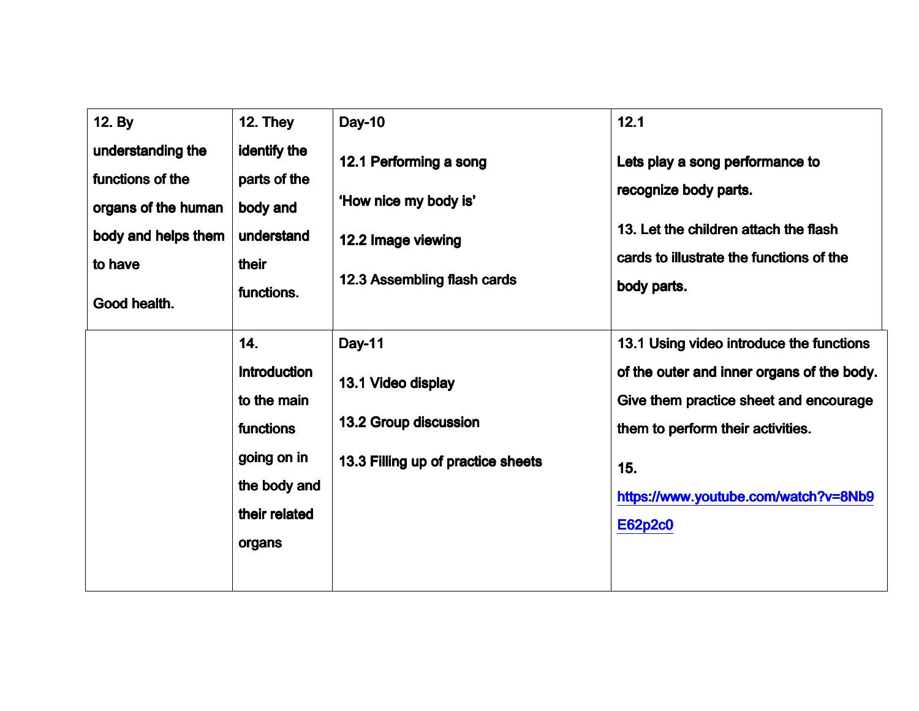| 12. By understanding the functions of the organs of the human body and helps them to have Good health. | 12. They identify the parts of the body and understand their functions. | Day-10<br>12.1 Performing a song 'How nice my body is'<br>12.2 Image viewing<br>12.3 Assembling flash cards | 12.1<br>Lets play a song performance to recognize body parts.<br>13. Let the children attach the flash cards to illustrate the functions of the body parts. |
|---|---|---|---|
| | 14. Introduction to the main functions going on in the body and their related organs | Day-11<br>13.1 Video display<br>13.2 Group discussion<br>13.3 Filling up of practice sheets | 13.1 Using video introduce the functions of the outer and inner organs of the body. Give them practice sheet and encourage them to perform their activities.<br>15. https://www.youtube.com/watch?v=8Nb9E62p2c0 |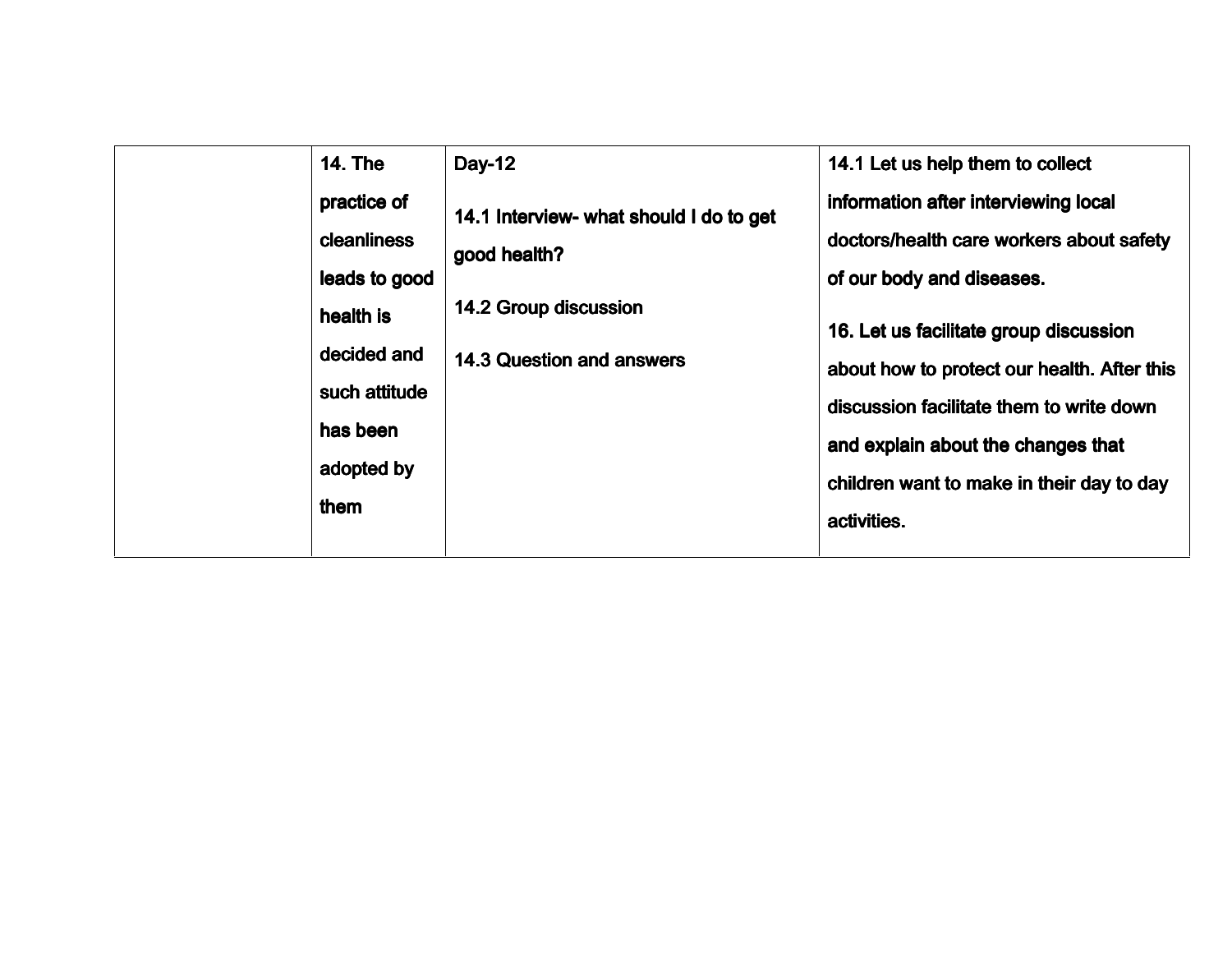| | | | |
|---|---|---|---|
| | **14. The practice of cleanliness leads to good health is decided and such attitude has been adopted by them** | **Day-12**<br><br>**14.1 Interview- what should I do to get good health?**<br><br>**14.2 Group discussion**<br><br>**14.3 Question and answers** | **14.1 Let us help them to collect information after interviewing local doctors/health care workers about safety of our body and diseases.**<br><br>**16. Let us facilitate group discussion about how to protect our health. After this discussion facilitate them to write down and explain about the changes that children want to make in their day to day activities.** |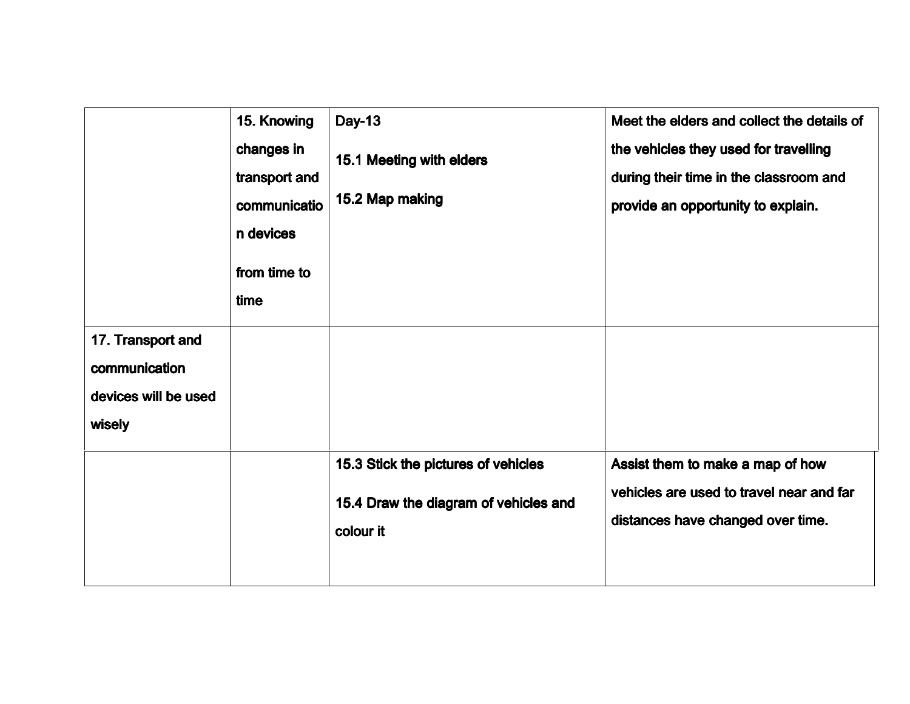|  | 15. Knowing changes in transport and communication devices from time to time | Day-13<br>15.1 Meeting with elders<br>15.2 Map making | Meet the elders and collect the details of the vehicles they used for travelling during their time in the classroom and provide an opportunity to explain. |
| --- | --- | --- | --- |
| 17. Transport and communication devices will be used wisely |  |  |  |
|  |  | 15.3 Stick the pictures of vehicles<br>15.4 Draw the diagram of vehicles and colour it | Assist them to make a map of how vehicles are used to travel near and far distances have changed over time. |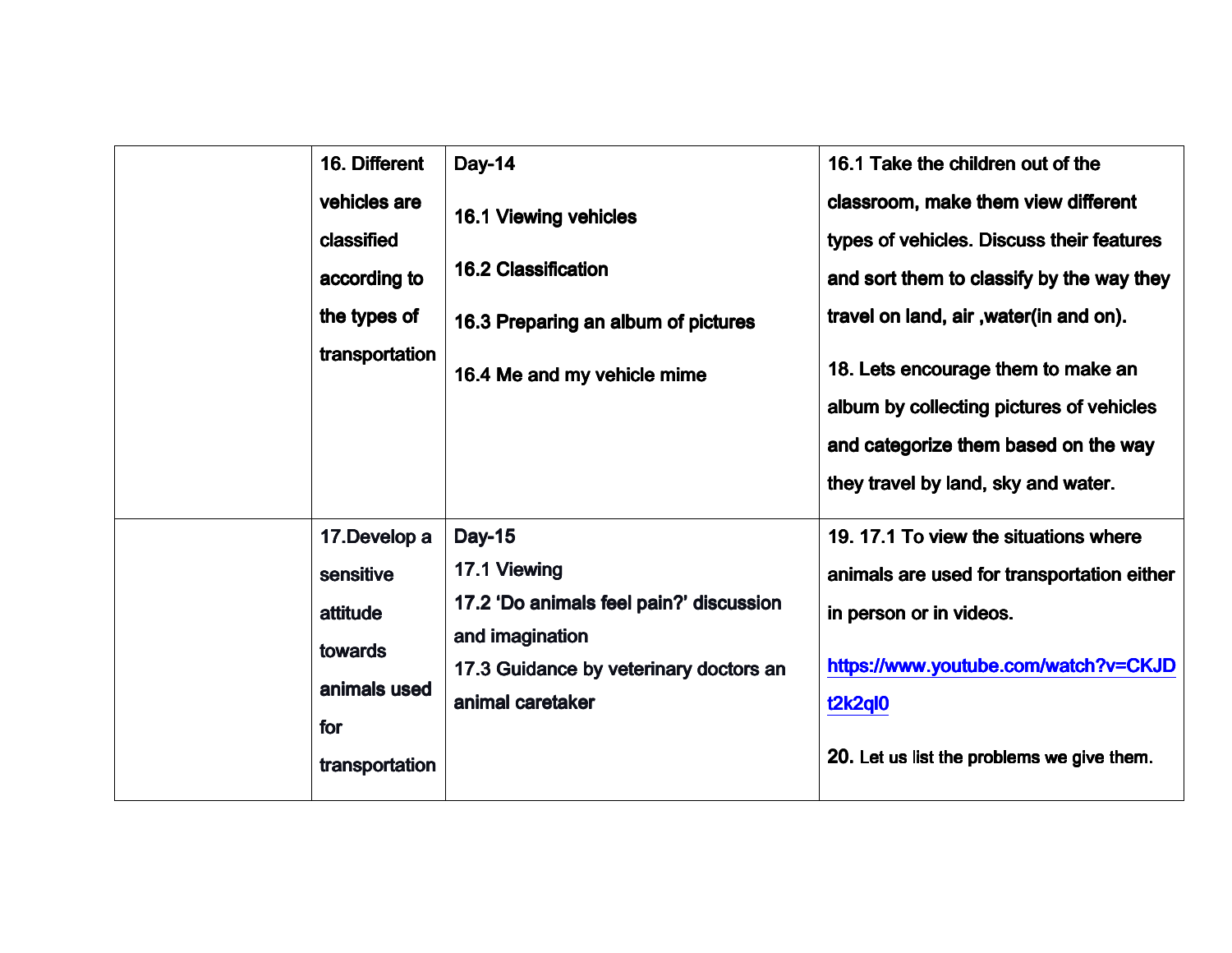|  |  |  |  |
|---|---|---|---|
|  | 16. Different vehicles are classified according to the types of transportation | Day-14<br><br>16.1 Viewing vehicles<br><br>16.2 Classification<br><br>16.3 Preparing an album of pictures<br><br>16.4 Me and my vehicle mime | 16.1 Take the children out of the classroom, make them view different types of vehicles. Discuss their features and sort them to classify by the way they travel on land, air ,water(in and on).<br><br>18. Lets encourage them to make an album by collecting pictures of vehicles and categorize them based on the way they travel by land, sky and water. |
|  | 17.Develop a sensitive attitude towards animals used for transportation | Day-15<br>17.1 Viewing<br>17.2 'Do animals feel pain?' discussion and imagination<br>17.3 Guidance by veterinary doctors an animal caretaker | 19. 17.1 To view the situations where animals are used for transportation either in person or in videos.<br><br>https://www.youtube.com/watch?v=CKJDt2k2ql0<br><br>20. Let us list the problems we give them. |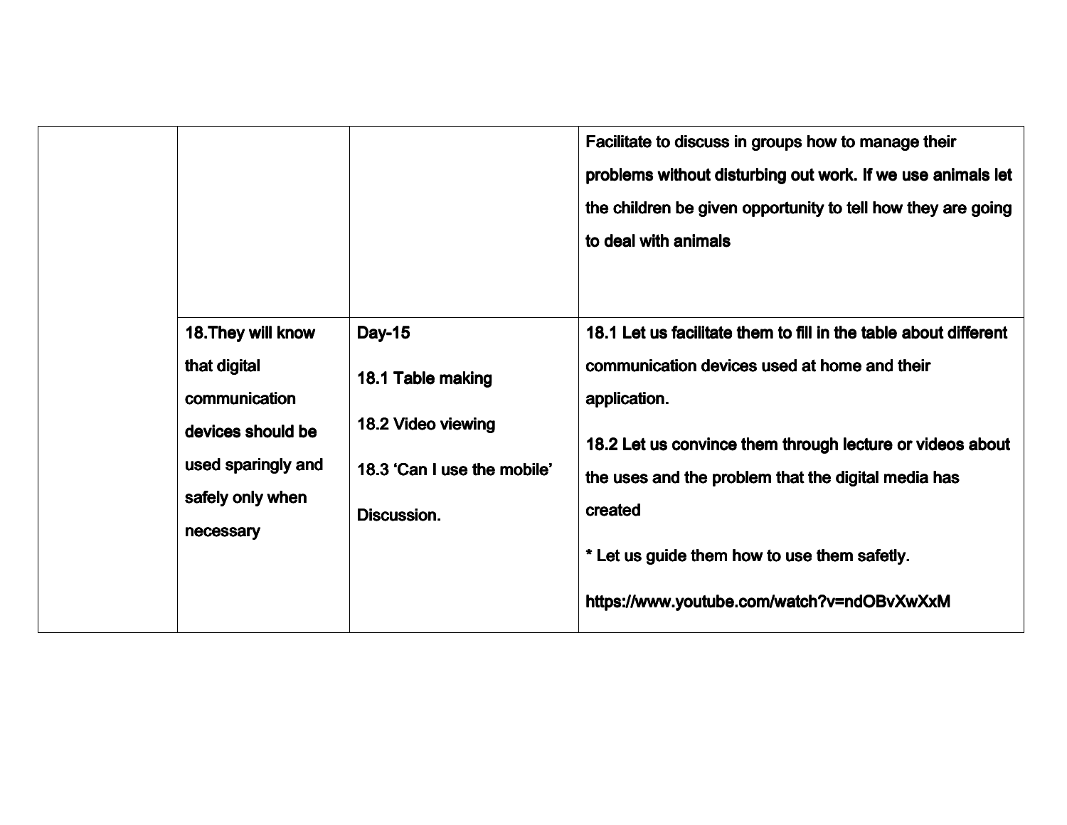| | | | |
|---|---|---|---|
| | | | Facilitate to discuss in groups how to manage their problems without disturbing out work. If we use animals let the children be given opportunity to tell how they are going to deal with animals |
| | 18.They will know that digital communication devices should be used sparingly and safely only when necessary | Day-15<br><br>18.1 Table making<br><br>18.2 Video viewing<br><br>18.3 'Can I use the mobile' Discussion. | 18.1 Let us facilitate them to fill in the table about different communication devices used at home and their application.<br><br>18.2 Let us convince them through lecture or videos about the uses and the problem that the digital media has created<br><br>* Let us guide them how to use them safetly.<br><br>https://www.youtube.com/watch?v=ndOBvXwXxM |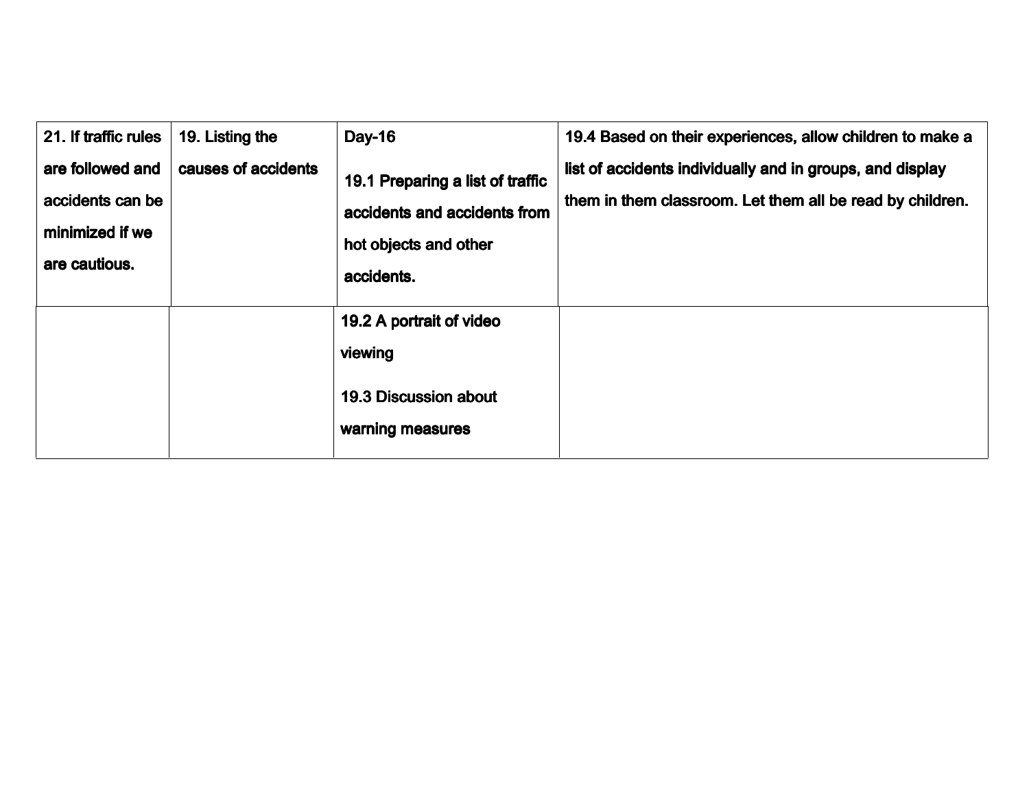| **21. If traffic rules are followed and accidents can be minimized if we are cautious.** | **19. Listing the causes of accidents** | **Day-16**<br><br>**19.1 Preparing a list of traffic accidents and accidents from hot objects and other accidents.** | **19.4 Based on their experiences, allow children to make a list of accidents individually and in groups, and display them in them classroom. Let them all be read by children.** |
|---|---|---|---|
| | | **19.2 A portrait of video viewing**<br><br>**19.3 Discussion about warning measures** | |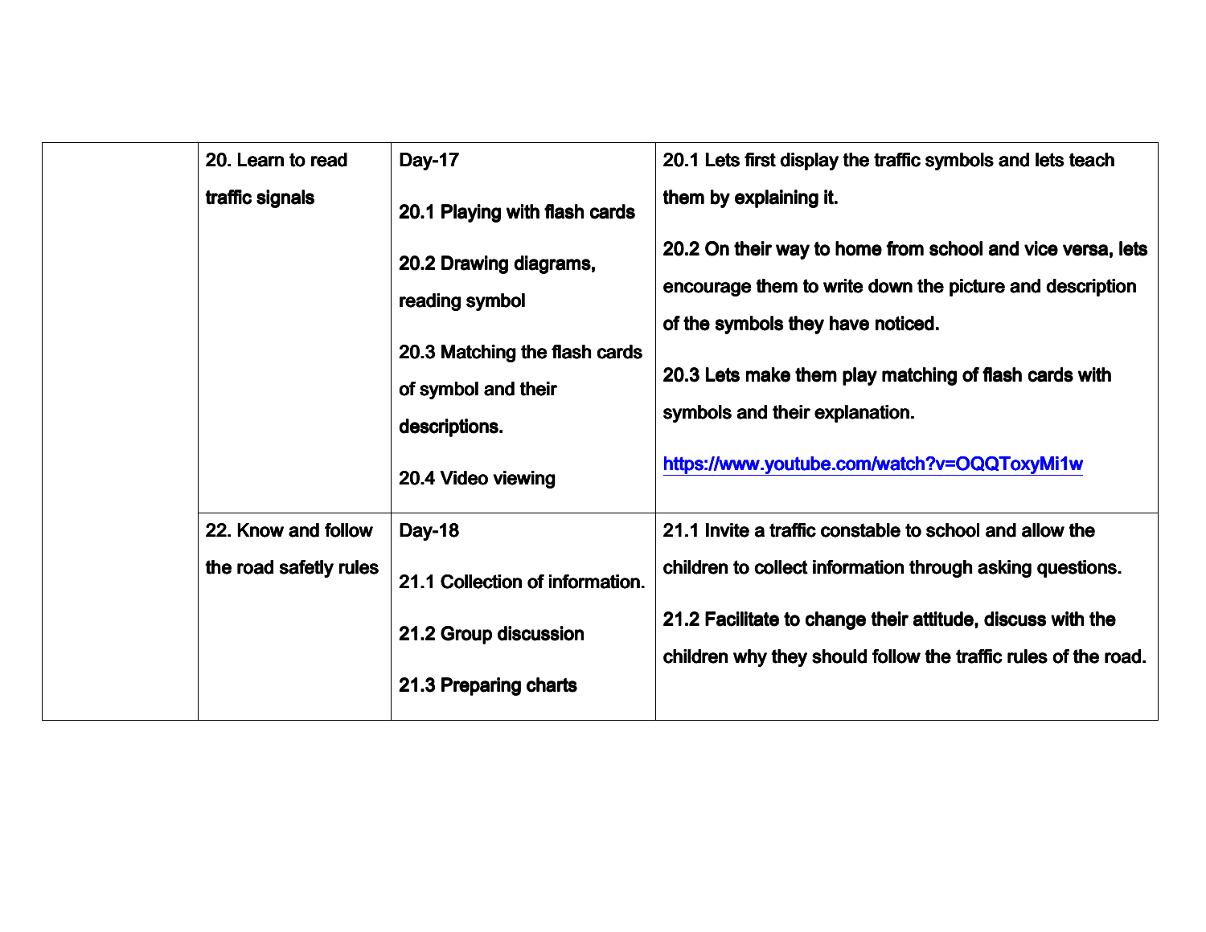| | | | |
|---|---|---|---|
| | 20. Learn to read traffic signals | Day-17<br><br>20.1 Playing with flash cards<br><br>20.2 Drawing diagrams, reading symbol<br><br>20.3 Matching the flash cards of symbol and their descriptions.<br><br>20.4 Video viewing | 20.1 Lets first display the traffic symbols and lets teach them by explaining it.<br><br>20.2 On their way to home from school and vice versa, lets encourage them to write down the picture and description of the symbols they have noticed.<br><br>20.3 Lets make them play matching of flash cards with symbols and their explanation.<br><br>https://www.youtube.com/watch?v=OQQToxyMi1w |
| | 22. Know and follow the road safetly rules | Day-18<br><br>21.1 Collection of information.<br><br>21.2 Group discussion<br><br>21.3 Preparing charts | 21.1 Invite a traffic constable to school and allow the children to collect information through asking questions.<br><br>21.2 Facilitate to change their attitude, discuss with the children why they should follow the traffic rules of the road. |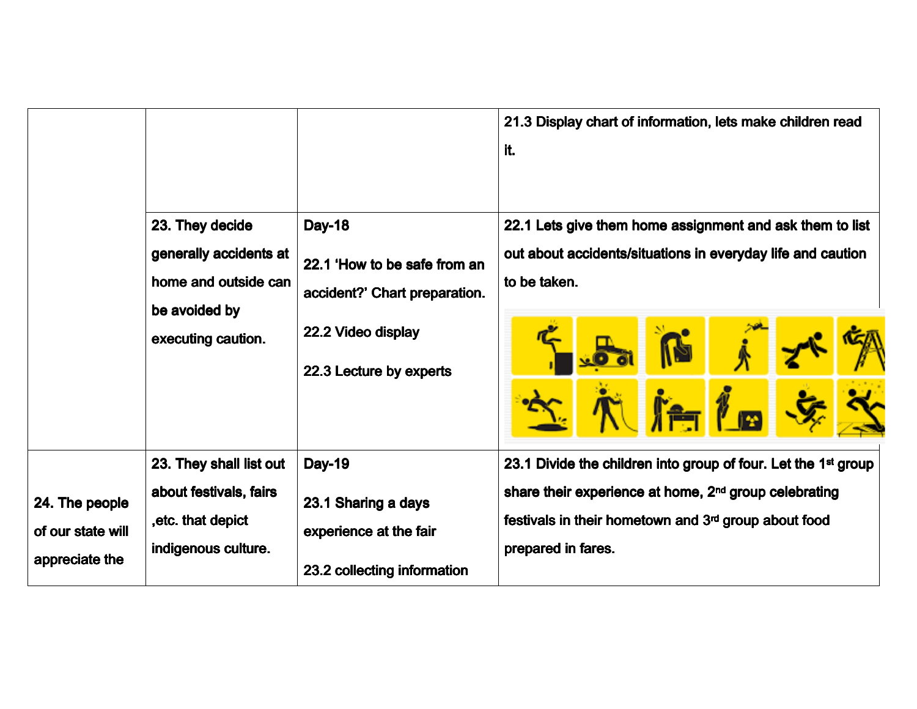| | | | |
|---|---|---|---|
| | | | 21.3 Display chart of information, lets make children read it. |
| | 23. They decide generally accidents at home and outside can be avoided by executing caution. | Day-18<br><br>22.1 'How to be safe from an accident?' Chart preparation.<br><br>22.2 Video display<br><br>22.3 Lecture by experts | 22.1 Lets give them home assignment and ask them to list out about accidents/situations in everyday life and caution to be taken. |
| 24. The people of our state will appreciate the | 23. They shall list out about festivals, fairs ,etc. that depict indigenous culture. | Day-19<br><br>23.1 Sharing a days experience at the fair<br><br>23.2 collecting information | 23.1 Divide the children into group of four. Let the 1st group share their experience at home, 2nd group celebrating festivals in their hometown and 3rd group about food prepared in fares. |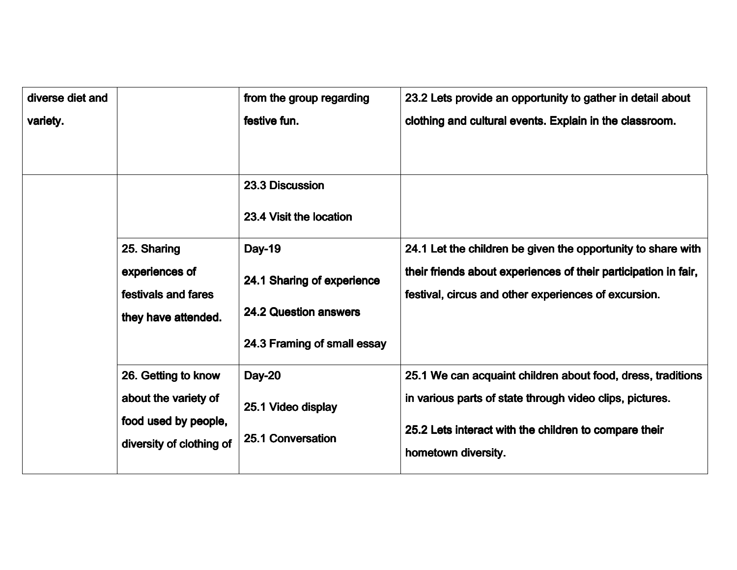| | | | |
|---|---|---|---|
| diverse diet and variety. | | from the group regarding festive fun. | 23.2 Lets provide an opportunity to gather in detail about clothing and cultural events. Explain in the classroom. |
| | | 23.3 Discussion<br><br>23.4 Visit the location | |
| | 25. Sharing experiences of festivals and fares they have attended. | Day-19<br><br>24.1 Sharing of experience<br><br>24.2 Question answers<br><br>24.3 Framing of small essay | 24.1 Let the children be given the opportunity to share with their friends about experiences of their participation in fair, festival, circus and other experiences of excursion. |
| | 26. Getting to know about the variety of food used by people, diversity of clothing of | Day-20<br><br>25.1 Video display<br><br>25.1 Conversation | 25.1 We can acquaint children about food, dress, traditions in various parts of state through video clips, pictures.<br><br>25.2 Lets interact with the children to compare their hometown diversity. |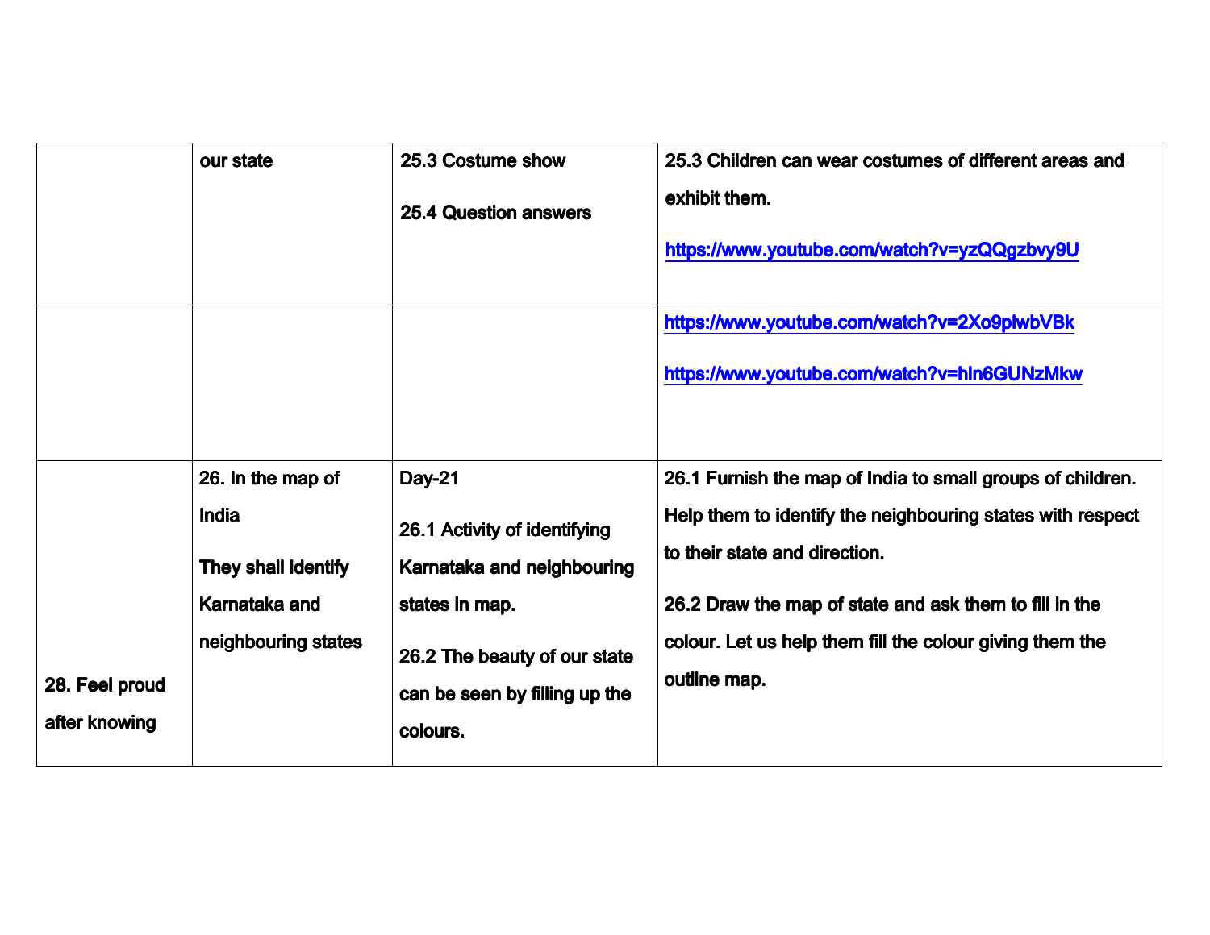|  |  |  |  |
|---|---|---|---|
|  | our state | 25.3 Costume show<br><br>25.4 Question answers | 25.3 Children can wear costumes of different areas and exhibit them.<br><br>https://www.youtube.com/watch?v=yzQQgzbvy9U |
|  |  |  | https://www.youtube.com/watch?v=2Xo9plwbVBk<br><br>https://www.youtube.com/watch?v=hln6GUNzMkw |
| 28. Feel proud after knowing | 26. In the map of India<br><br>They shall identify Karnataka and neighbouring states | Day-21<br><br>26.1 Activity of identifying Karnataka and neighbouring states in map.<br><br>26.2 The beauty of our state can be seen by filling up the colours. | 26.1 Furnish the map of India to small groups of children. Help them to identify the neighbouring states with respect to their state and direction.<br><br>26.2 Draw the map of state and ask them to fill in the colour. Let us help them fill the colour giving them the outline map. |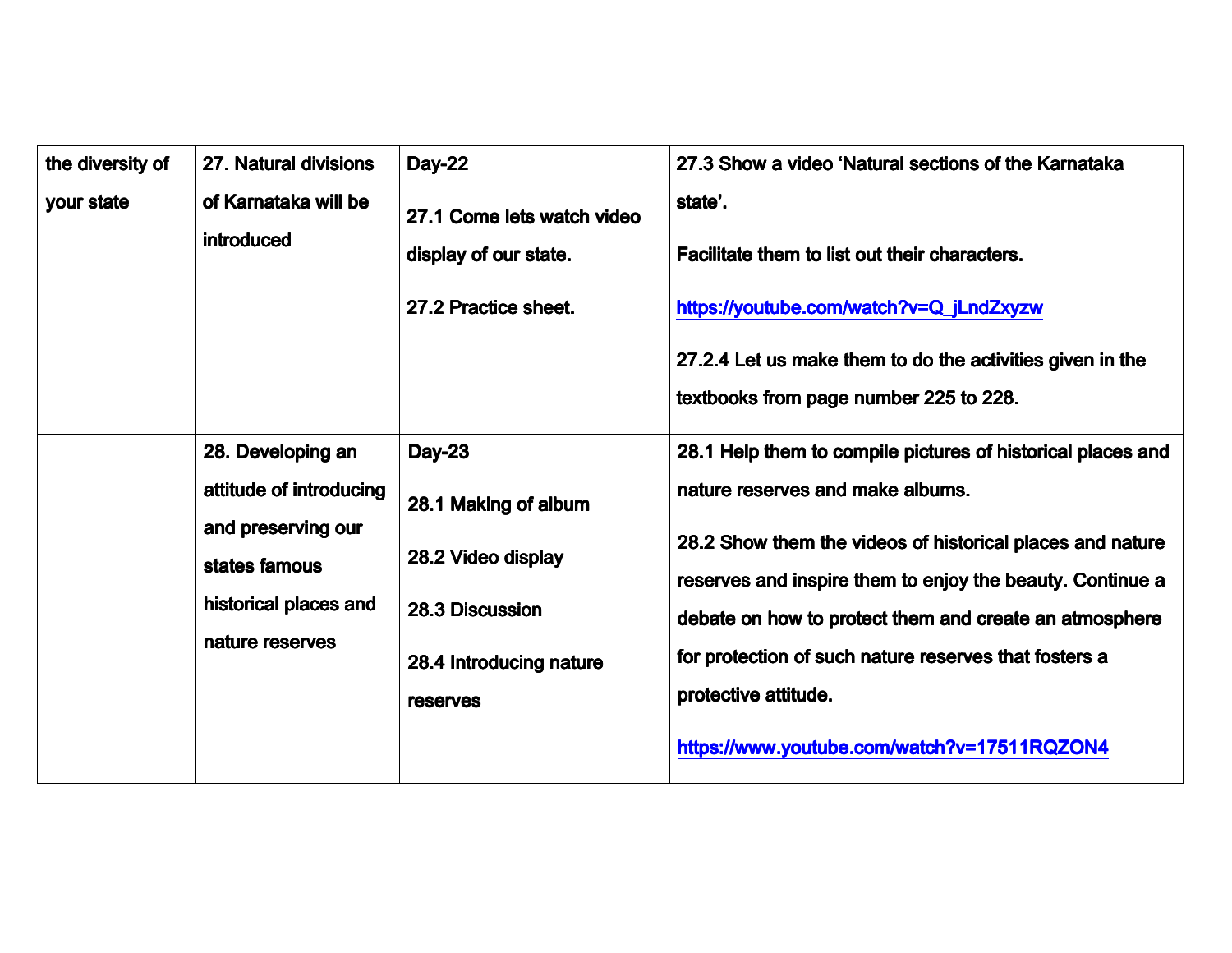| the diversity of your state | 27. Natural divisions of Karnataka will be introduced | Day-22<br><br>27.1 Come lets watch video display of our state.<br><br>27.2 Practice sheet. | 27.3 Show a video 'Natural sections of the Karnataka state'.<br><br>Facilitate them to list out their characters.<br><br>https://youtube.com/watch?v=Q_jLndZxyzw<br><br>27.2.4 Let us make them to do the activities given in the textbooks from page number 225 to 228. |
|---|---|---|---|
| | 28. Developing an attitude of introducing and preserving our states famous historical places and nature reserves | Day-23<br><br>28.1 Making of album<br><br>28.2 Video display<br><br>28.3 Discussion<br><br>28.4 Introducing nature reserves | 28.1 Help them to compile pictures of historical places and nature reserves and make albums.<br><br>28.2 Show them the videos of historical places and nature reserves and inspire them to enjoy the beauty. Continue a debate on how to protect them and create an atmosphere for protection of such nature reserves that fosters a protective attitude.<br><br>https://www.youtube.com/watch?v=17511RQZON4 |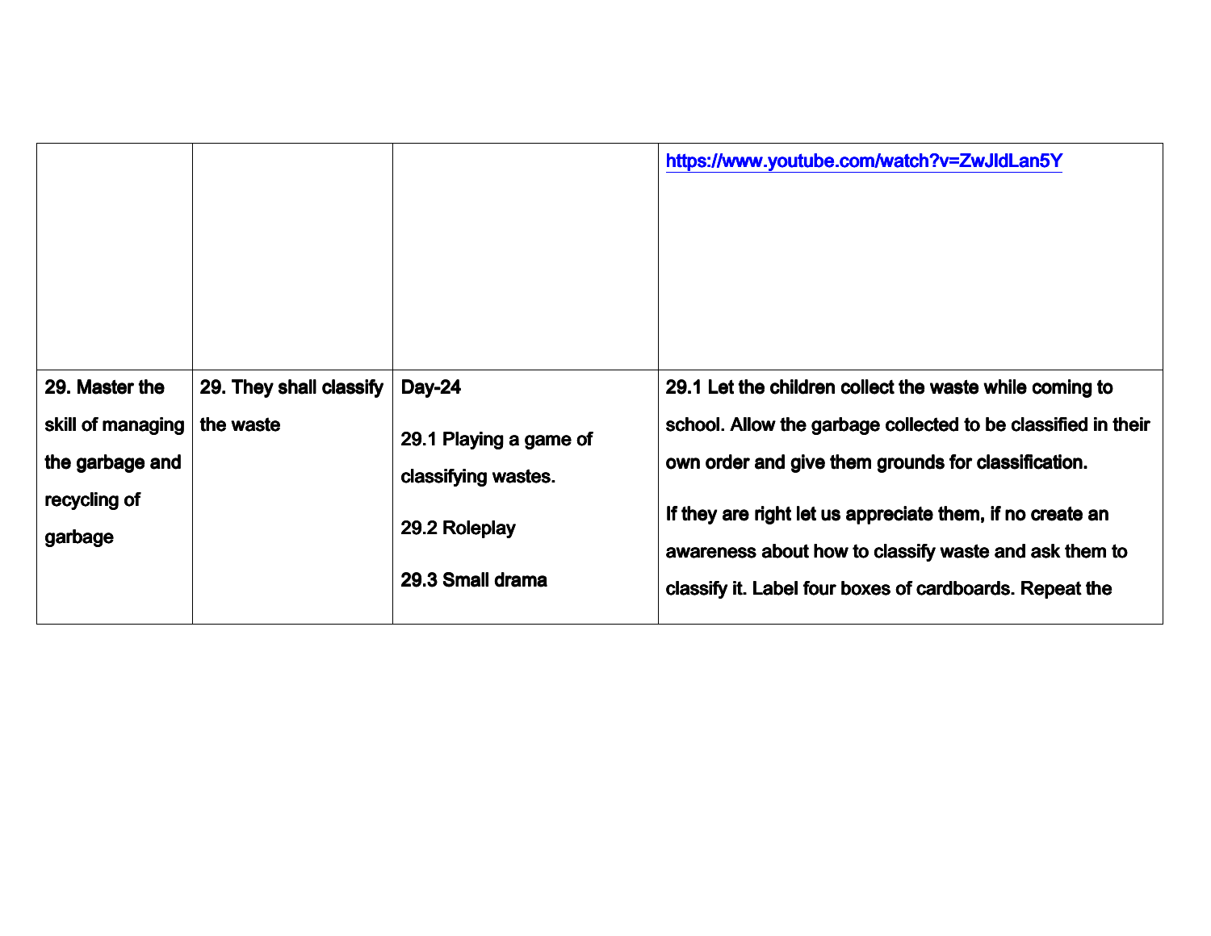| | | | |
|---|---|---|---|
| | | | https://www.youtube.com/watch?v=ZwJldLan5Y |
| **29. Master the skill of managing the garbage and recycling of garbage** | **29. They shall classify the waste** | **Day-24**<br><br>**29.1 Playing a game of classifying wastes.**<br><br>**29.2 Roleplay**<br><br>**29.3 Small drama** | **29.1 Let the children collect the waste while coming to school. Allow the garbage collected to be classified in their own order and give them grounds for classification.**<br><br>**If they are right let us appreciate them, if no create an awareness about how to classify waste and ask them to classify it. Label four boxes of cardboards. Repeat the** |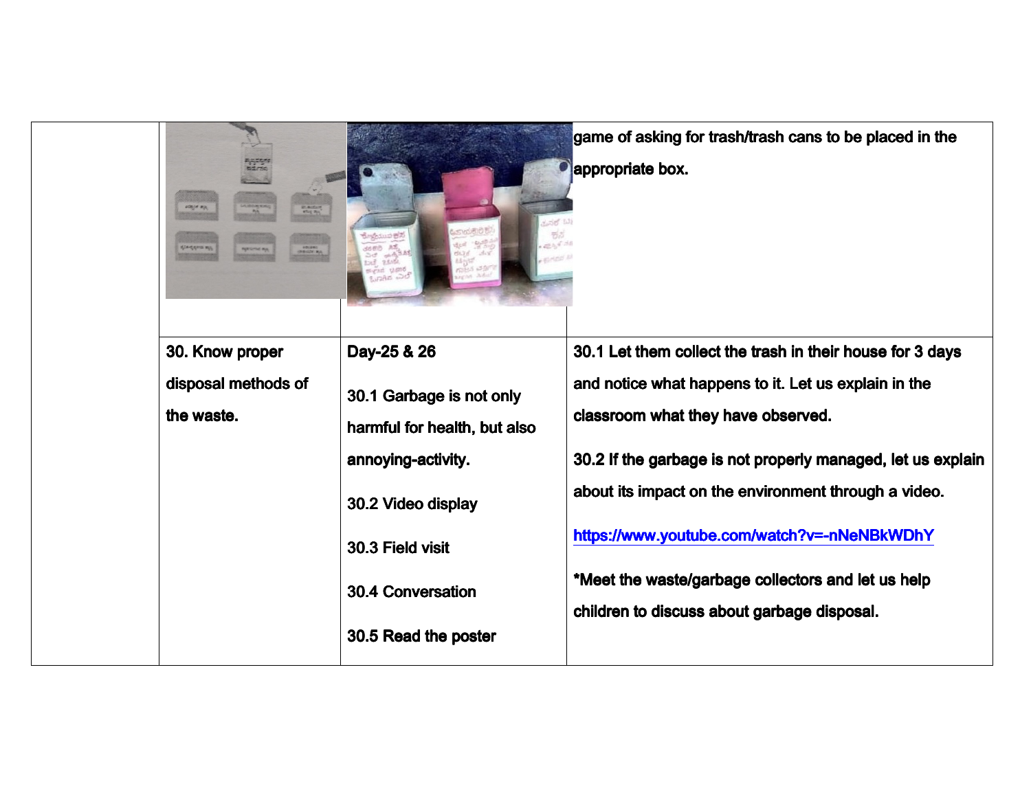|  |  |  | game of asking for trash/trash cans to be placed in the appropriate box. |
|---|---|---|---|
|  | 30. Know proper disposal methods of the waste. | Day-25 & 26<br><br>30.1 Garbage is not only harmful for health, but also annoying-activity.<br><br>30.2 Video display<br><br>30.3 Field visit<br><br>30.4 Conversation<br><br>30.5 Read the poster | 30.1 Let them collect the trash in their house for 3 days and notice what happens to it. Let us explain in the classroom what they have observed.<br><br>30.2 If the garbage is not properly managed, let us explain about its impact on the environment through a video.<br><br>https://www.youtube.com/watch?v=-nNeNBkWDhY<br><br>*Meet the waste/garbage collectors and let us help children to discuss about garbage disposal. |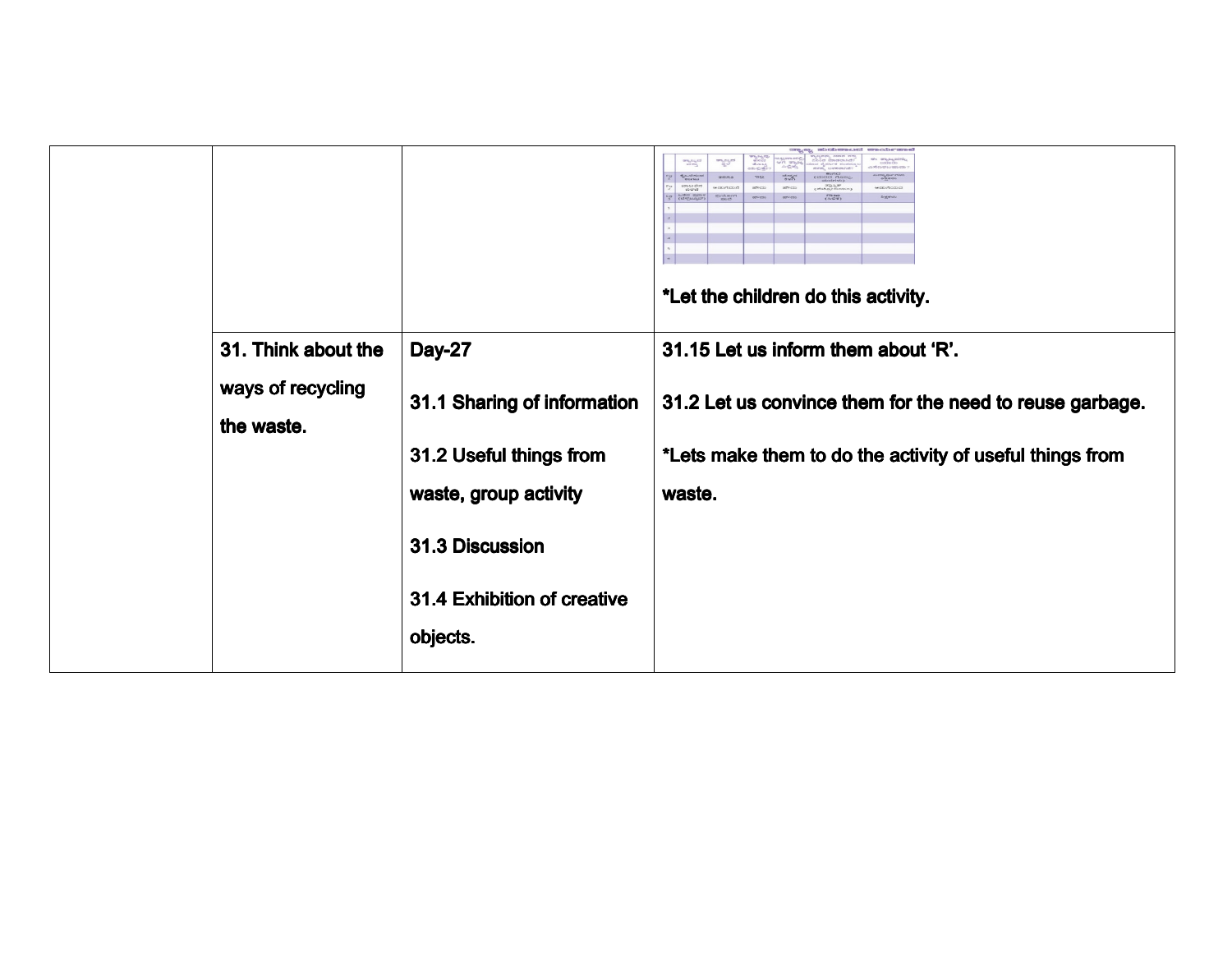| | | | |
|---|---|---|---|
| | | | *Let the children do this activity. |
| | 31. Think about the ways of recycling the waste. | Day-27<br><br>31.1 Sharing of information<br><br>31.2 Useful things from waste, group activity<br><br>31.3 Discussion<br><br>31.4 Exhibition of creative objects. | 31.15 Let us inform them about 'R'.<br><br>31.2 Let us convince them for the need to reuse garbage.<br><br>*Lets make them to do the activity of useful things from waste. |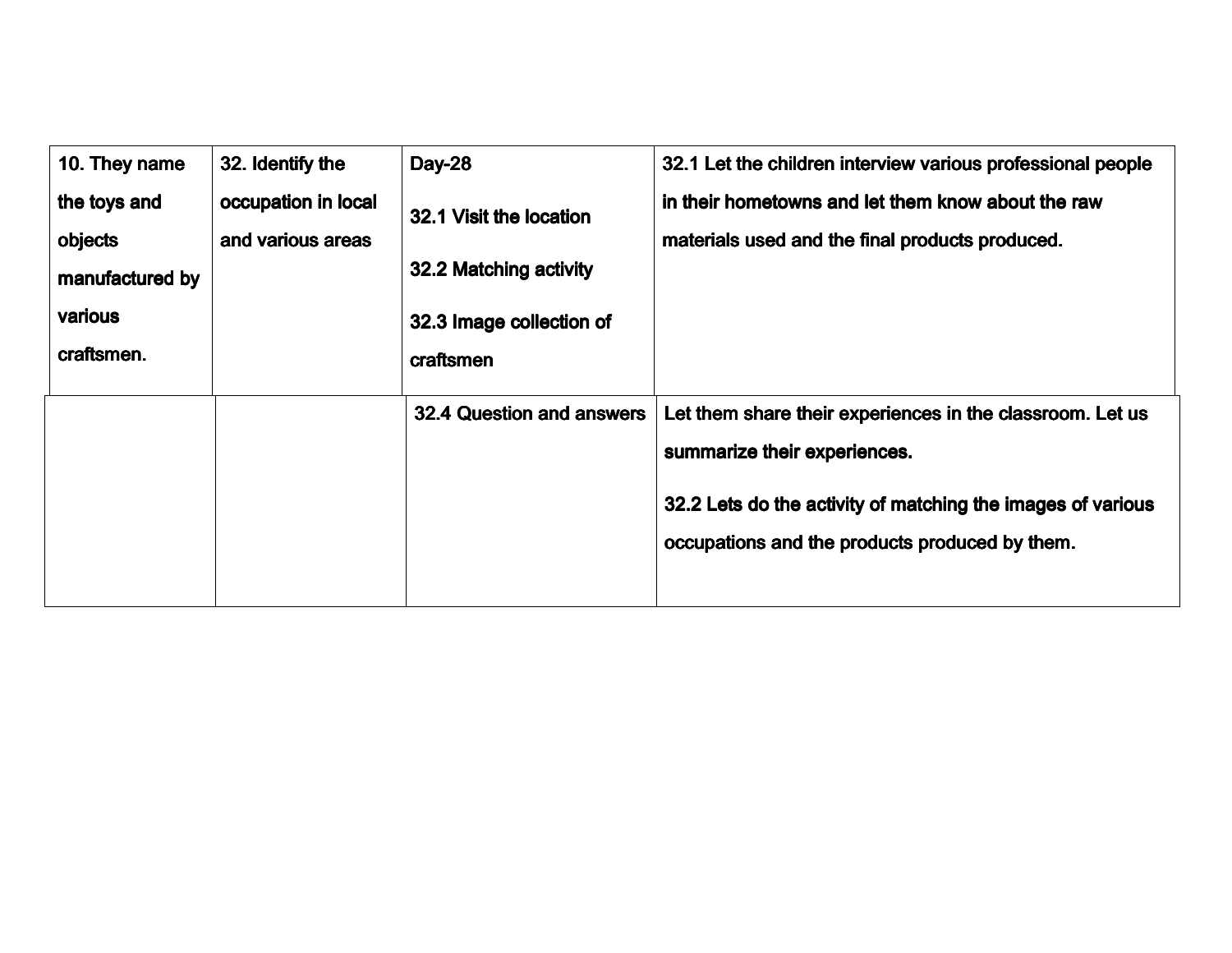| 10. They name the toys and objects manufactured by various craftsmen. | 32. Identify the occupation in local and various areas | Day-28<br><br>32.1 Visit the location<br><br>32.2 Matching activity<br><br>32.3 Image collection of craftsmen | 32.1 Let the children interview various professional people in their hometowns and let them know about the raw materials used and the final products produced. |
|---|---|---|---|
| | | 32.4 Question and answers | Let them share their experiences in the classroom. Let us summarize their experiences.<br><br>32.2 Lets do the activity of matching the images of various occupations and the products produced by them. |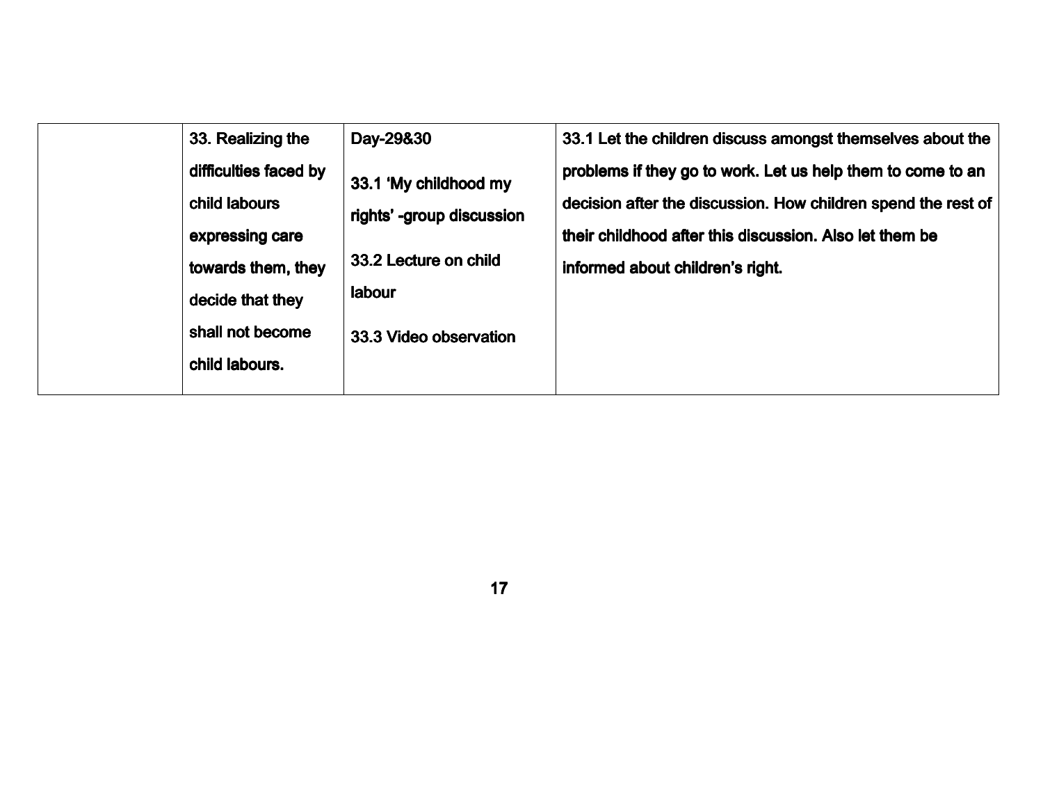| | | | |
|---|---|---|---|
| | 33. Realizing the difficulties faced by child labours expressing care towards them, they decide that they shall not become child labours. | Day-29&30<br><br>33.1 'My childhood my rights' -group discussion<br><br>33.2 Lecture on child labour<br><br>33.3 Video observation | 33.1 Let the children discuss amongst themselves about the problems if they go to work. Let us help them to come to an decision after the discussion. How children spend the rest of their childhood after this discussion. Also let them be informed about children's right. |